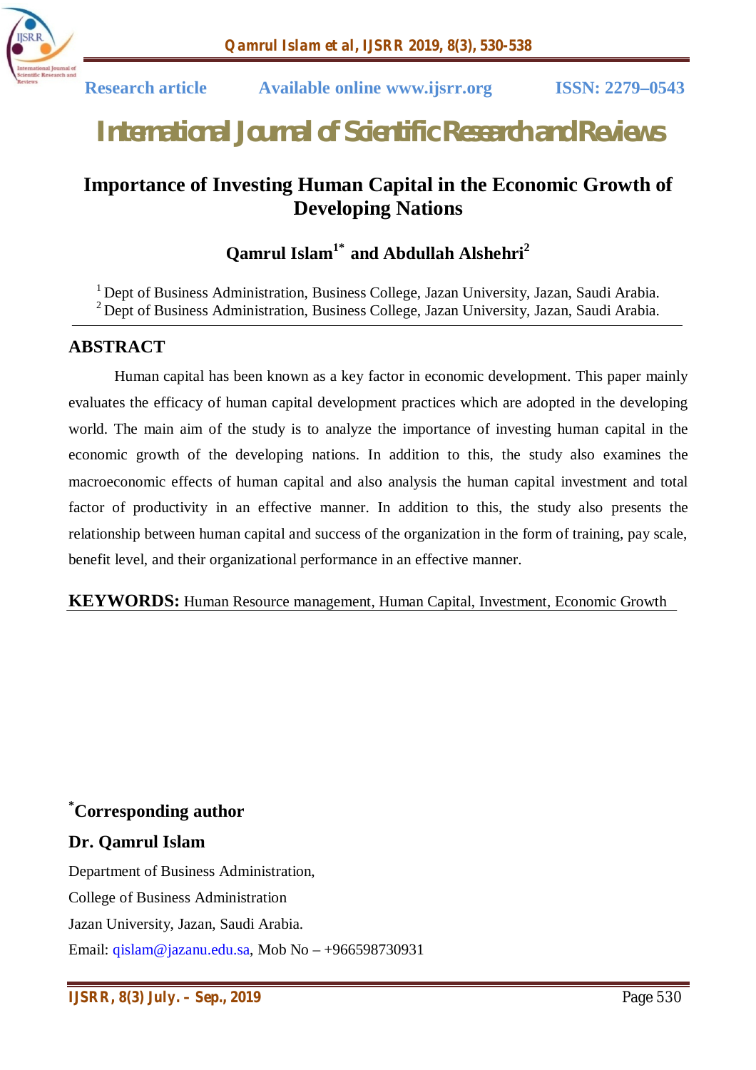Research article Available online www.ijsrr.org ISSN: 2279–0543

# International Journal of Scientific Research and Reviews

## Importance of Investing Human Capital in the Economic Growth of Developing Nations

**Qamrul Islam[1*] and Abdullah Alshehri[2]**

[1] Dept of Business Administration, Business College, Jazan University, Jazan, Saudi Arabia.
[2] Dept of Business Administration, Business College, Jazan University, Jazan, Saudi Arabia.

## ABSTRACT

Human capital has been known as a key factor in economic development. This paper mainly evaluates the efficacy of human capital development practices which are adopted in the developing world. The main aim of the study is to analyze the importance of investing human capital in the economic growth of the developing nations. In addition to this, the study also examines the macroeconomic effects of human capital and also analysis the human capital investment and total factor of productivity in an effective manner. In addition to this, the study also presents the relationship between human capital and success of the organization in the form of training, pay scale, benefit level, and their organizational performance in an effective manner.

**KEYWORDS:** Human Resource management, Human Capital, Investment, Economic Growth

**[*]Corresponding author**

**Dr. Qamrul Islam**

Department of Business Administration,

College of Business Administration

Jazan University, Jazan, Saudi Arabia.

Email: qislam@jazanu.edu.sa, Mob No – +966598730931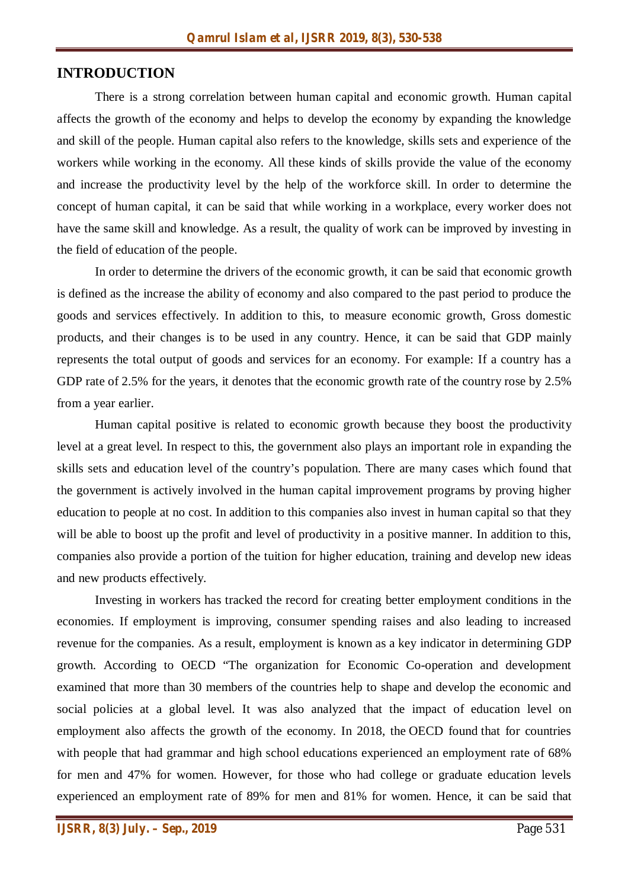## INTRODUCTION

There is a strong correlation between human capital and economic growth. Human capital affects the growth of the economy and helps to develop the economy by expanding the knowledge and skill of the people. Human capital also refers to the knowledge, skills sets and experience of the workers while working in the economy. All these kinds of skills provide the value of the economy and increase the productivity level by the help of the workforce skill. In order to determine the concept of human capital, it can be said that while working in a workplace, every worker does not have the same skill and knowledge. As a result, the quality of work can be improved by investing in the field of education of the people.

In order to determine the drivers of the economic growth, it can be said that economic growth is defined as the increase the ability of economy and also compared to the past period to produce the goods and services effectively. In addition to this, to measure economic growth, Gross domestic products, and their changes is to be used in any country. Hence, it can be said that GDP mainly represents the total output of goods and services for an economy. For example: If a country has a GDP rate of 2.5% for the years, it denotes that the economic growth rate of the country rose by 2.5% from a year earlier.

Human capital positive is related to economic growth because they boost the productivity level at a great level. In respect to this, the government also plays an important role in expanding the skills sets and education level of the country's population. There are many cases which found that the government is actively involved in the human capital improvement programs by proving higher education to people at no cost. In addition to this companies also invest in human capital so that they will be able to boost up the profit and level of productivity in a positive manner. In addition to this, companies also provide a portion of the tuition for higher education, training and develop new ideas and new products effectively.

Investing in workers has tracked the record for creating better employment conditions in the economies. If employment is improving, consumer spending raises and also leading to increased revenue for the companies. As a result, employment is known as a key indicator in determining GDP growth. According to OECD "The organization for Economic Co-operation and development examined that more than 30 members of the countries help to shape and develop the economic and social policies at a global level. It was also analyzed that the impact of education level on employment also affects the growth of the economy. In 2018, the OECD found that for countries with people that had grammar and high school educations experienced an employment rate of 68% for men and 47% for women. However, for those who had college or graduate education levels experienced an employment rate of 89% for men and 81% for women. Hence, it can be said that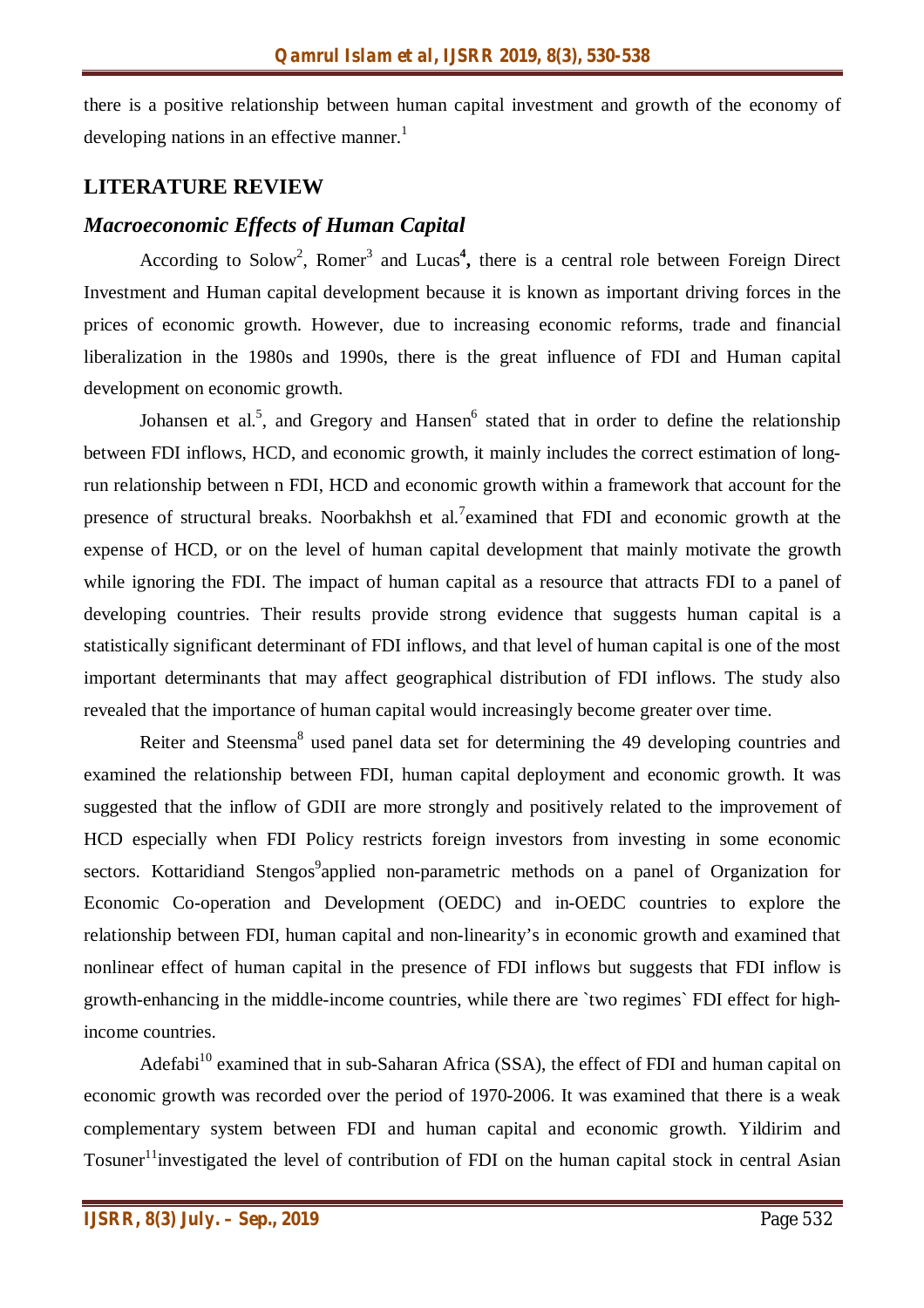there is a positive relationship between human capital investment and growth of the economy of developing nations in an effective manner.[1]

## LITERATURE REVIEW

### *Macroeconomic Effects of Human Capital*

According to Solow[2], Romer[3] and Lucas[4], there is a central role between Foreign Direct Investment and Human capital development because it is known as important driving forces in the prices of economic growth. However, due to increasing economic reforms, trade and financial liberalization in the 1980s and 1990s, there is the great influence of FDI and Human capital development on economic growth.

Johansen et al.[5], and Gregory and Hansen[6] stated that in order to define the relationship between FDI inflows, HCD, and economic growth, it mainly includes the correct estimation of long-run relationship between n FDI, HCD and economic growth within a framework that account for the presence of structural breaks. Noorbakhsh et al.[7]examined that FDI and economic growth at the expense of HCD, or on the level of human capital development that mainly motivate the growth while ignoring the FDI. The impact of human capital as a resource that attracts FDI to a panel of developing countries. Their results provide strong evidence that suggests human capital is a statistically significant determinant of FDI inflows, and that level of human capital is one of the most important determinants that may affect geographical distribution of FDI inflows. The study also revealed that the importance of human capital would increasingly become greater over time.

Reiter and Steensma[8] used panel data set for determining the 49 developing countries and examined the relationship between FDI, human capital deployment and economic growth. It was suggested that the inflow of GDII are more strongly and positively related to the improvement of HCD especially when FDI Policy restricts foreign investors from investing in some economic sectors. Kottaridiand Stengos[9]applied non-parametric methods on a panel of Organization for Economic Co-operation and Development (OEDC) and in-OEDC countries to explore the relationship between FDI, human capital and non-linearity's in economic growth and examined that nonlinear effect of human capital in the presence of FDI inflows but suggests that FDI inflow is growth-enhancing in the middle-income countries, while there are `two regimes` FDI effect for high-income countries.

Adefabi[10] examined that in sub-Saharan Africa (SSA), the effect of FDI and human capital on economic growth was recorded over the period of 1970-2006. It was examined that there is a weak complementary system between FDI and human capital and economic growth. Yildirim and Tosuner[11]investigated the level of contribution of FDI on the human capital stock in central Asian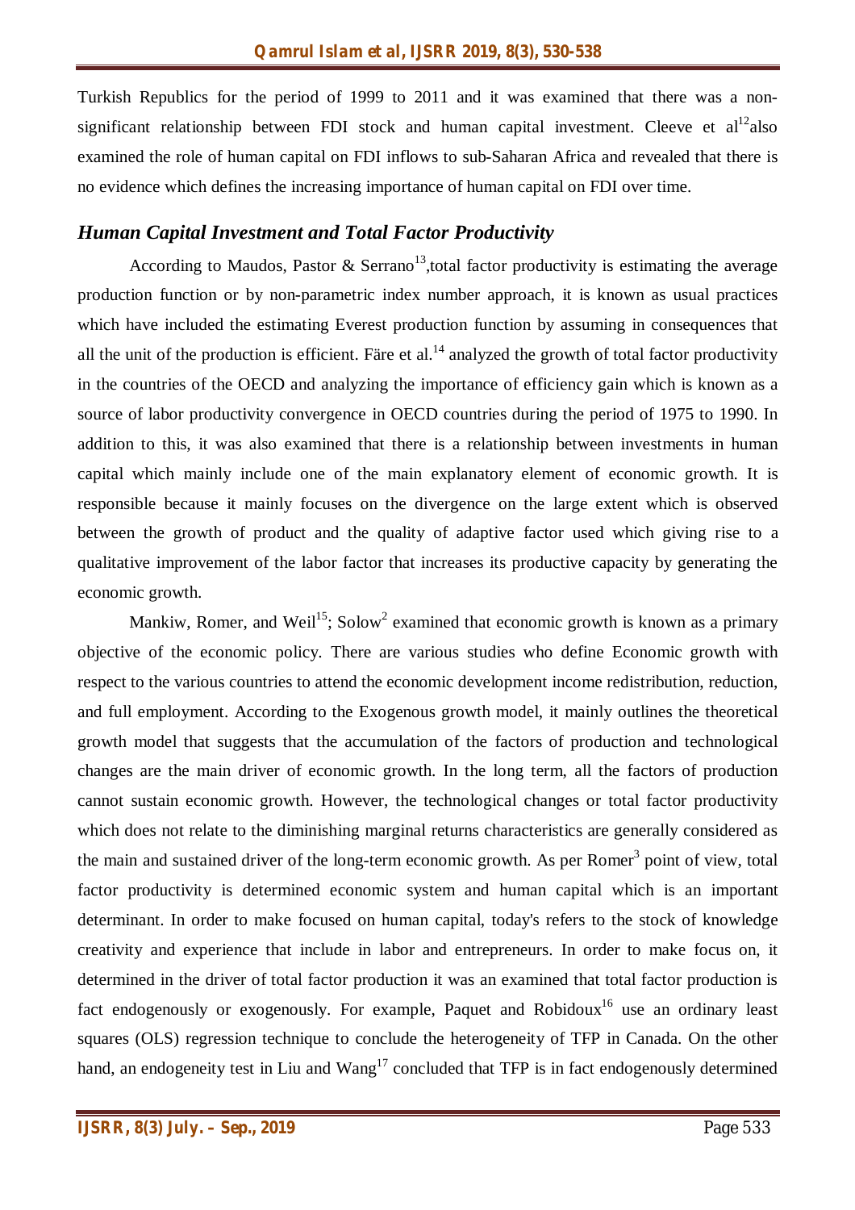Turkish Republics for the period of 1999 to 2011 and it was examined that there was a non-significant relationship between FDI stock and human capital investment. Cleeve et al[12]also examined the role of human capital on FDI inflows to sub-Saharan Africa and revealed that there is no evidence which defines the increasing importance of human capital on FDI over time.

## *Human Capital Investment and Total Factor Productivity*

According to Maudos, Pastor & Serrano[13],total factor productivity is estimating the average production function or by non-parametric index number approach, it is known as usual practices which have included the estimating Everest production function by assuming in consequences that all the unit of the production is efficient. Färe et al.[14] analyzed the growth of total factor productivity in the countries of the OECD and analyzing the importance of efficiency gain which is known as a source of labor productivity convergence in OECD countries during the period of 1975 to 1990. In addition to this, it was also examined that there is a relationship between investments in human capital which mainly include one of the main explanatory element of economic growth. It is responsible because it mainly focuses on the divergence on the large extent which is observed between the growth of product and the quality of adaptive factor used which giving rise to a qualitative improvement of the labor factor that increases its productive capacity by generating the economic growth.

Mankiw, Romer, and Weil[15]; Solow[2] examined that economic growth is known as a primary objective of the economic policy. There are various studies who define Economic growth with respect to the various countries to attend the economic development income redistribution, reduction, and full employment. According to the Exogenous growth model, it mainly outlines the theoretical growth model that suggests that the accumulation of the factors of production and technological changes are the main driver of economic growth. In the long term, all the factors of production cannot sustain economic growth. However, the technological changes or total factor productivity which does not relate to the diminishing marginal returns characteristics are generally considered as the main and sustained driver of the long-term economic growth. As per Romer[3] point of view, total factor productivity is determined economic system and human capital which is an important determinant. In order to make focused on human capital, today's refers to the stock of knowledge creativity and experience that include in labor and entrepreneurs. In order to make focus on, it determined in the driver of total factor production it was an examined that total factor production is fact endogenously or exogenously. For example, Paquet and Robidoux[16] use an ordinary least squares (OLS) regression technique to conclude the heterogeneity of TFP in Canada. On the other hand, an endogeneity test in Liu and Wang[17] concluded that TFP is in fact endogenously determined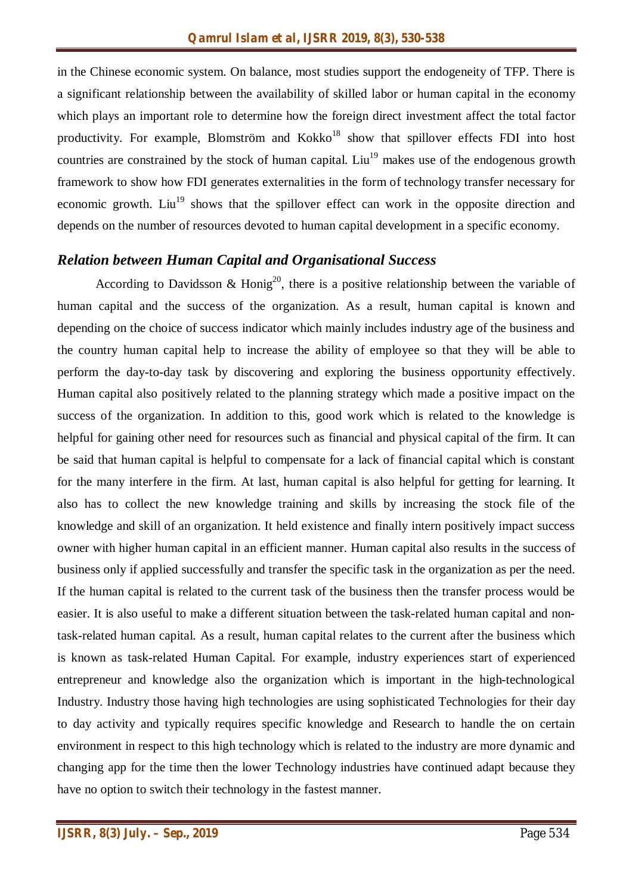in the Chinese economic system. On balance, most studies support the endogeneity of TFP. There is a significant relationship between the availability of skilled labor or human capital in the economy which plays an important role to determine how the foreign direct investment affect the total factor productivity. For example, Blomström and Kokko[18] show that spillover effects FDI into host countries are constrained by the stock of human capital. Liu[19] makes use of the endogenous growth framework to show how FDI generates externalities in the form of technology transfer necessary for economic growth. Liu[19] shows that the spillover effect can work in the opposite direction and depends on the number of resources devoted to human capital development in a specific economy.

## *Relation between Human Capital and Organisational Success*

According to Davidsson & Honig[20], there is a positive relationship between the variable of human capital and the success of the organization. As a result, human capital is known and depending on the choice of success indicator which mainly includes industry age of the business and the country human capital help to increase the ability of employee so that they will be able to perform the day-to-day task by discovering and exploring the business opportunity effectively. Human capital also positively related to the planning strategy which made a positive impact on the success of the organization. In addition to this, good work which is related to the knowledge is helpful for gaining other need for resources such as financial and physical capital of the firm. It can be said that human capital is helpful to compensate for a lack of financial capital which is constant for the many interfere in the firm. At last, human capital is also helpful for getting for learning. It also has to collect the new knowledge training and skills by increasing the stock file of the knowledge and skill of an organization. It held existence and finally intern positively impact success owner with higher human capital in an efficient manner. Human capital also results in the success of business only if applied successfully and transfer the specific task in the organization as per the need. If the human capital is related to the current task of the business then the transfer process would be easier. It is also useful to make a different situation between the task-related human capital and non-task-related human capital. As a result, human capital relates to the current after the business which is known as task-related Human Capital. For example, industry experiences start of experienced entrepreneur and knowledge also the organization which is important in the high-technological Industry. Industry those having high technologies are using sophisticated Technologies for their day to day activity and typically requires specific knowledge and Research to handle the on certain environment in respect to this high technology which is related to the industry are more dynamic and changing app for the time then the lower Technology industries have continued adapt because they have no option to switch their technology in the fastest manner.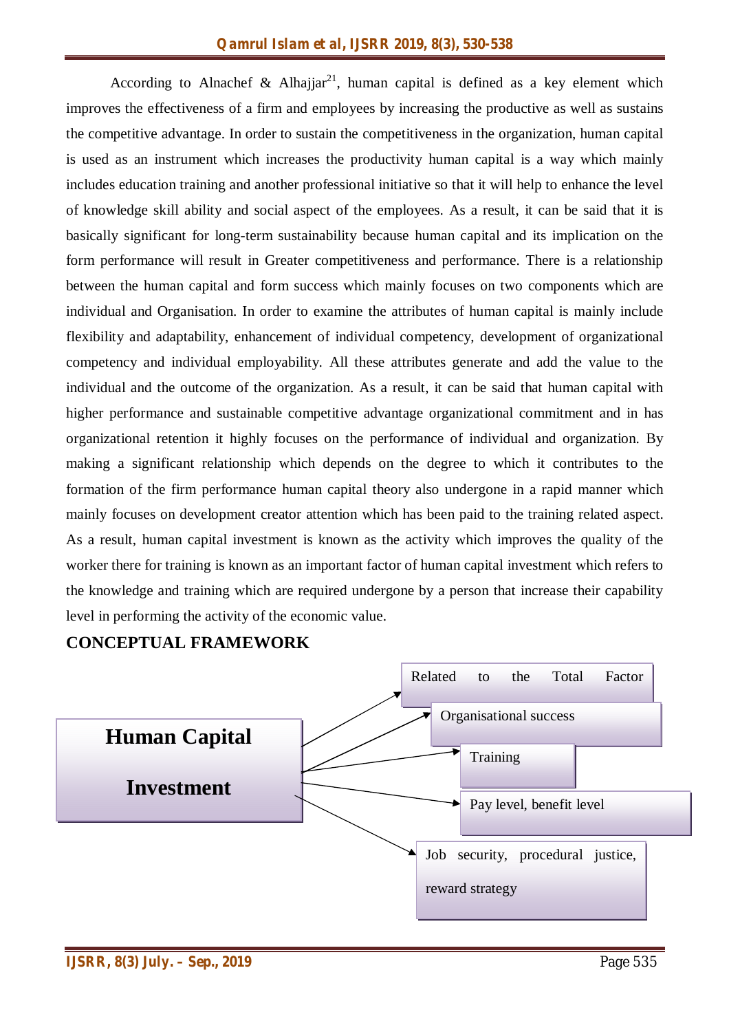According to Alnachef & Alhajjar[21], human capital is defined as a key element which improves the effectiveness of a firm and employees by increasing the productive as well as sustains the competitive advantage. In order to sustain the competitiveness in the organization, human capital is used as an instrument which increases the productivity human capital is a way which mainly includes education training and another professional initiative so that it will help to enhance the level of knowledge skill ability and social aspect of the employees. As a result, it can be said that it is basically significant for long-term sustainability because human capital and its implication on the form performance will result in Greater competitiveness and performance. There is a relationship between the human capital and form success which mainly focuses on two components which are individual and Organisation. In order to examine the attributes of human capital is mainly include flexibility and adaptability, enhancement of individual competency, development of organizational competency and individual employability. All these attributes generate and add the value to the individual and the outcome of the organization. As a result, it can be said that human capital with higher performance and sustainable competitive advantage organizational commitment and in has organizational retention it highly focuses on the performance of individual and organization. By making a significant relationship which depends on the degree to which it contributes to the formation of the firm performance human capital theory also undergone in a rapid manner which mainly focuses on development creator attention which has been paid to the training related aspect. As a result, human capital investment is known as the activity which improves the quality of the worker there for training is known as an important factor of human capital investment which refers to the knowledge and training which are required undergone by a person that increase their capability level in performing the activity of the economic value.

## CONCEPTUAL FRAMEWORK

Human Capital Investment

Related to the Total Factor

Organisational success

Training

Pay level, benefit level

Job security, procedural justice, reward strategy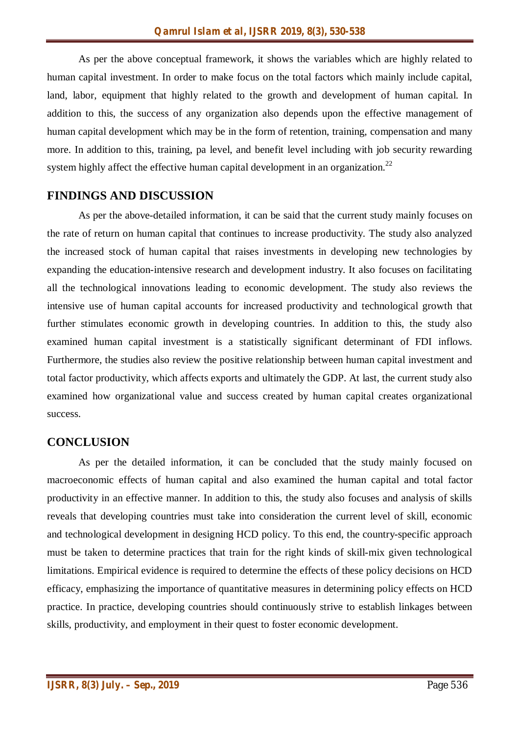As per the above conceptual framework, it shows the variables which are highly related to human capital investment. In order to make focus on the total factors which mainly include capital, land, labor, equipment that highly related to the growth and development of human capital. In addition to this, the success of any organization also depends upon the effective management of human capital development which may be in the form of retention, training, compensation and many more. In addition to this, training, pa level, and benefit level including with job security rewarding system highly affect the effective human capital development in an organization.[22]

## FINDINGS AND DISCUSSION

As per the above-detailed information, it can be said that the current study mainly focuses on the rate of return on human capital that continues to increase productivity. The study also analyzed the increased stock of human capital that raises investments in developing new technologies by expanding the education-intensive research and development industry. It also focuses on facilitating all the technological innovations leading to economic development. The study also reviews the intensive use of human capital accounts for increased productivity and technological growth that further stimulates economic growth in developing countries. In addition to this, the study also examined human capital investment is a statistically significant determinant of FDI inflows. Furthermore, the studies also review the positive relationship between human capital investment and total factor productivity, which affects exports and ultimately the GDP. At last, the current study also examined how organizational value and success created by human capital creates organizational success.

## CONCLUSION

As per the detailed information, it can be concluded that the study mainly focused on macroeconomic effects of human capital and also examined the human capital and total factor productivity in an effective manner. In addition to this, the study also focuses and analysis of skills reveals that developing countries must take into consideration the current level of skill, economic and technological development in designing HCD policy. To this end, the country-specific approach must be taken to determine practices that train for the right kinds of skill-mix given technological limitations. Empirical evidence is required to determine the effects of these policy decisions on HCD efficacy, emphasizing the importance of quantitative measures in determining policy effects on HCD practice. In practice, developing countries should continuously strive to establish linkages between skills, productivity, and employment in their quest to foster economic development.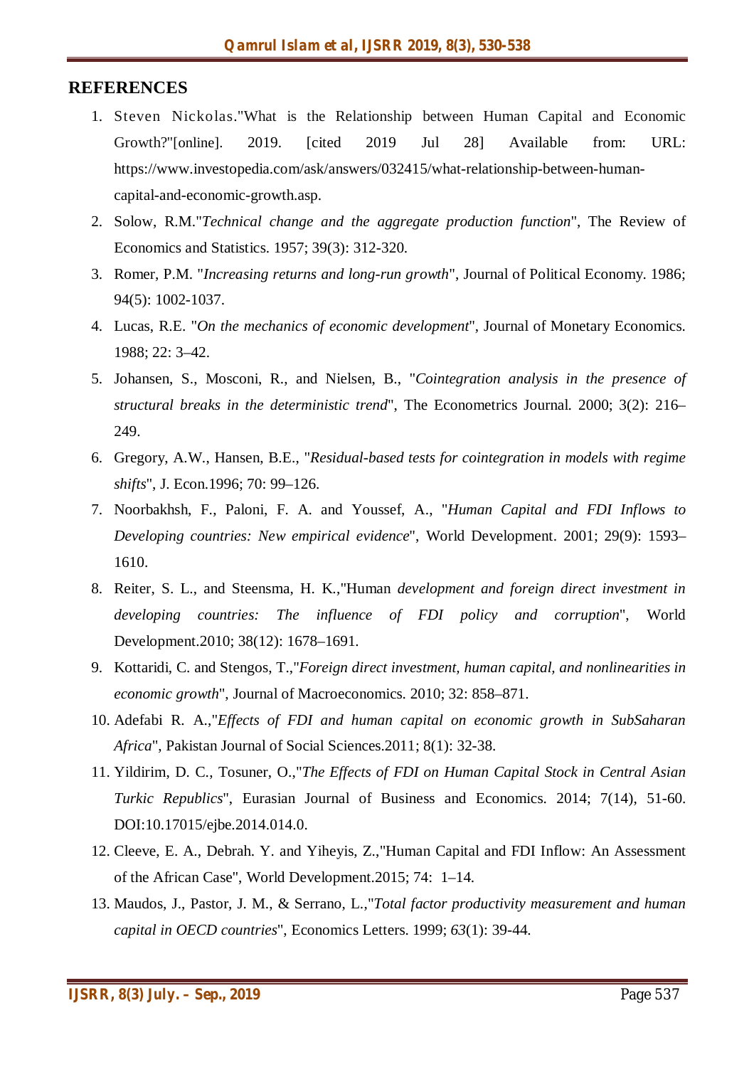## REFERENCES

1. Steven Nickolas."What is the Relationship between Human Capital and Economic Growth?"[online]. 2019. [cited 2019 Jul 28] Available from: URL: https://www.investopedia.com/ask/answers/032415/what-relationship-between-human-capital-and-economic-growth.asp.
2. Solow, R.M."*Technical change and the aggregate production function*", The Review of Economics and Statistics. 1957; 39(3): 312-320.
3. Romer, P.M. "*Increasing returns and long-run growth*", Journal of Political Economy. 1986; 94(5): 1002-1037.
4. Lucas, R.E. "*On the mechanics of economic development*", Journal of Monetary Economics. 1988; 22: 3–42.
5. Johansen, S., Mosconi, R., and Nielsen, B., "*Cointegration analysis in the presence of structural breaks in the deterministic trend*", The Econometrics Journal. 2000; 3(2): 216–249.
6. Gregory, A.W., Hansen, B.E., "*Residual-based tests for cointegration in models with regime shifts*", J. Econ.1996; 70: 99–126.
7. Noorbakhsh, F., Paloni, F. A. and Youssef, A., "*Human Capital and FDI Inflows to Developing countries: New empirical evidence*", World Development. 2001; 29(9): 1593–1610.
8. Reiter, S. L., and Steensma, H. K.,"Human *development and foreign direct investment in developing countries: The influence of FDI policy and corruption*", World Development.2010; 38(12): 1678–1691.
9. Kottaridi, C. and Stengos, T.,"*Foreign direct investment, human capital, and nonlinearities in economic growth*", Journal of Macroeconomics. 2010; 32: 858–871.
10. Adefabi R. A.,"*Effects of FDI and human capital on economic growth in SubSaharan Africa*", Pakistan Journal of Social Sciences.2011; 8(1): 32-38.
11. Yildirim, D. C., Tosuner, O.,"*The Effects of FDI on Human Capital Stock in Central Asian Turkic Republics*", Eurasian Journal of Business and Economics. 2014; 7(14), 51-60. DOI:10.17015/ejbe.2014.014.0.
12. Cleeve, E. A., Debrah. Y. and Yiheyis, Z.,"Human Capital and FDI Inflow: An Assessment of the African Case", World Development.2015; 74: 1–14.
13. Maudos, J., Pastor, J. M., & Serrano, L.,"*Total factor productivity measurement and human capital in OECD countries*", Economics Letters. 1999; *63*(1): 39-44.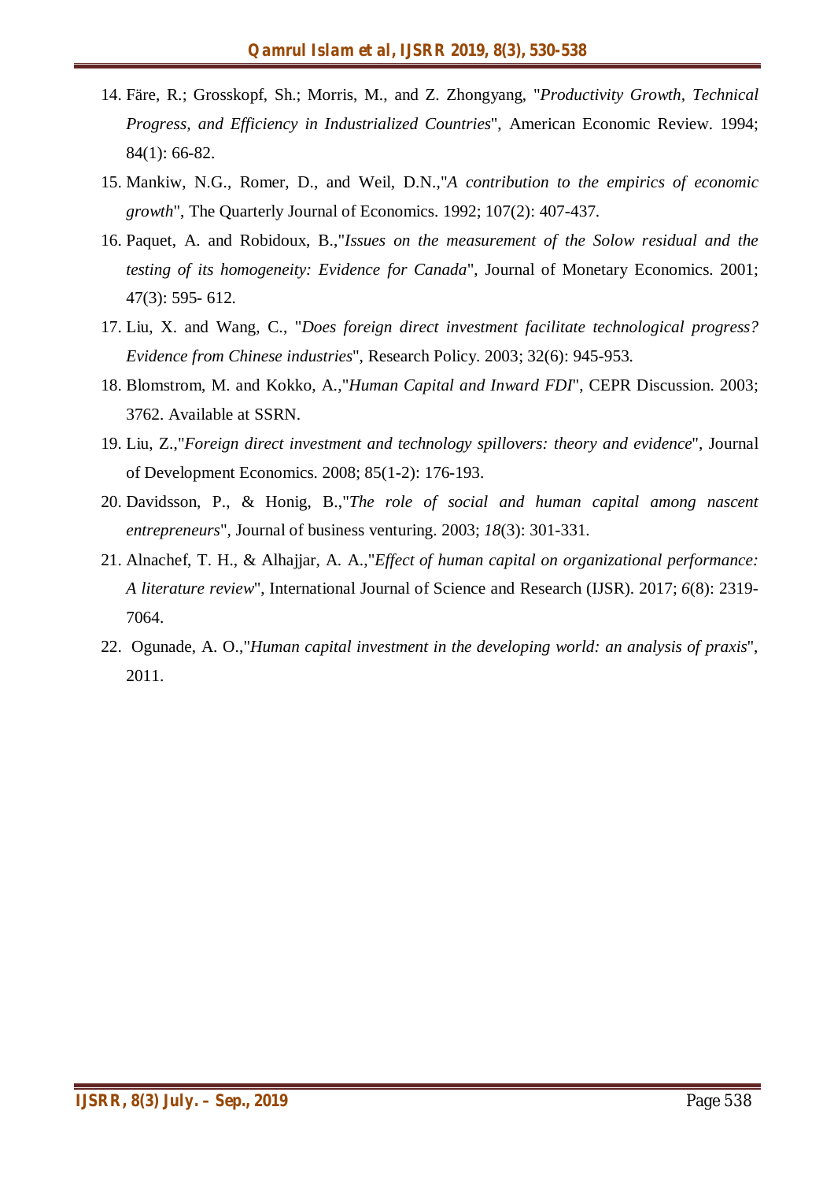14. Färe, R.; Grosskopf, Sh.; Morris, M., and Z. Zhongyang, "*Productivity Growth, Technical Progress, and Efficiency in Industrialized Countries*", American Economic Review. 1994; 84(1): 66-82.
15. Mankiw, N.G., Romer, D., and Weil, D.N.,"*A contribution to the empirics of economic growth*", The Quarterly Journal of Economics. 1992; 107(2): 407-437.
16. Paquet, A. and Robidoux, B.,"*Issues on the measurement of the Solow residual and the testing of its homogeneity: Evidence for Canada*", Journal of Monetary Economics. 2001; 47(3): 595- 612.
17. Liu, X. and Wang, C., "*Does foreign direct investment facilitate technological progress? Evidence from Chinese industries*", Research Policy. 2003; 32(6): 945-953.
18. Blomstrom, M. and Kokko, A.,"*Human Capital and Inward FDI*", CEPR Discussion. 2003; 3762. Available at SSRN.
19. Liu, Z.,"*Foreign direct investment and technology spillovers: theory and evidence*", Journal of Development Economics. 2008; 85(1-2): 176-193.
20. Davidsson, P., & Honig, B.,"*The role of social and human capital among nascent entrepreneurs*", Journal of business venturing. 2003; *18*(3): 301-331.
21. Alnachef, T. H., & Alhajjar, A. A.,"*Effect of human capital on organizational performance: A literature review*", International Journal of Science and Research (IJSR). 2017; *6*(8): 2319-7064.
22. Ogunade, A. O.,"*Human capital investment in the developing world: an analysis of praxis*", 2011.